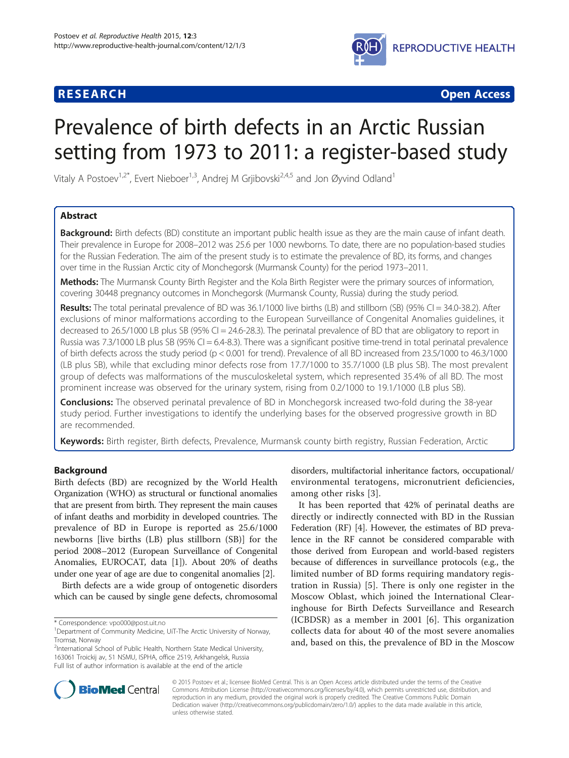RESEARCH Open Access

# Prevalence of birth defects in an Arctic Russian setting from 1973 to 2011: a register-based study

Vitaly A Postoev[1,2*], Evert Nieboer[1,3], Andrej M Grjibovski[2,4,5] and Jon Øyvind Odland[1]

## Abstract

**Background:** Birth defects (BD) constitute an important public health issue as they are the main cause of infant death. Their prevalence in Europe for 2008–2012 was 25.6 per 1000 newborns. To date, there are no population-based studies for the Russian Federation. The aim of the present study is to estimate the prevalence of BD, its forms, and changes over time in the Russian Arctic city of Monchegorsk (Murmansk County) for the period 1973–2011.

**Methods:** The Murmansk County Birth Register and the Kola Birth Register were the primary sources of information, covering 30448 pregnancy outcomes in Monchegorsk (Murmansk County, Russia) during the study period.

**Results:** The total perinatal prevalence of BD was 36.1/1000 live births (LB) and stillborn (SB) (95% CI = 34.0-38.2). After exclusions of minor malformations according to the European Surveillance of Congenital Anomalies guidelines, it decreased to 26.5/1000 LB plus SB (95% CI = 24.6-28.3). The perinatal prevalence of BD that are obligatory to report in Russia was 7.3/1000 LB plus SB (95% CI = 6.4-8.3). There was a significant positive time-trend in total perinatal prevalence of birth defects across the study period ($p < 0.001$ for trend). Prevalence of all BD increased from 23.5/1000 to 46.3/1000 (LB plus SB), while that excluding minor defects rose from 17.7/1000 to 35.7/1000 (LB plus SB). The most prevalent group of defects was malformations of the musculoskeletal system, which represented 35.4% of all BD. The most prominent increase was observed for the urinary system, rising from 0.2/1000 to 19.1/1000 (LB plus SB).

**Conclusions:** The observed perinatal prevalence of BD in Monchegorsk increased two-fold during the 38-year study period. Further investigations to identify the underlying bases for the observed progressive growth in BD are recommended.

**Keywords:** Birth register, Birth defects, Prevalence, Murmansk county birth registry, Russian Federation, Arctic

## Background

Birth defects (BD) are recognized by the World Health Organization (WHO) as structural or functional anomalies that are present from birth. They represent the main causes of infant deaths and morbidity in developed countries. The prevalence of BD in Europe is reported as 25.6/1000 newborns [live births (LB) plus stillborn (SB)] for the period 2008–2012 (European Surveillance of Congenital Anomalies, EUROCAT, data [1]). About 20% of deaths under one year of age are due to congenital anomalies [2].

Birth defects are a wide group of ontogenetic disorders which can be caused by single gene defects, chromosomal disorders, multifactorial inheritance factors, occupational/environmental teratogens, micronutrient deficiencies, among other risks [3].

It has been reported that 42% of perinatal deaths are directly or indirectly connected with BD in the Russian Federation (RF) [4]. However, the estimates of BD prevalence in the RF cannot be considered comparable with those derived from European and world-based registers because of differences in surveillance protocols (e.g., the limited number of BD forms requiring mandatory registration in Russia) [5]. There is only one register in the Moscow Oblast, which joined the International Clearinghouse for Birth Defects Surveillance and Research (ICBDSR) as a member in 2001 [6]. This organization collects data for about 40 of the most severe anomalies and, based on this, the prevalence of BD in the Moscow

\* Correspondence: vpo000@post.uit.no
[1]Department of Community Medicine, UiT-The Arctic University of Norway, Tromsø, Norway
[2]International School of Public Health, Northern State Medical University, 163061 Troickij av, 51 NSMU, ISPHA, office 2519, Arkhangelsk, Russia
Full list of author information is available at the end of the article

© 2015 Postoev et al.; licensee BioMed Central. This is an Open Access article distributed under the terms of the Creative Commons Attribution License (http://creativecommons.org/licenses/by/4.0), which permits unrestricted use, distribution, and reproduction in any medium, provided the original work is properly credited. The Creative Commons Public Domain Dedication waiver (http://creativecommons.org/publicdomain/zero/1.0/) applies to the data made available in this article, unless otherwise stated.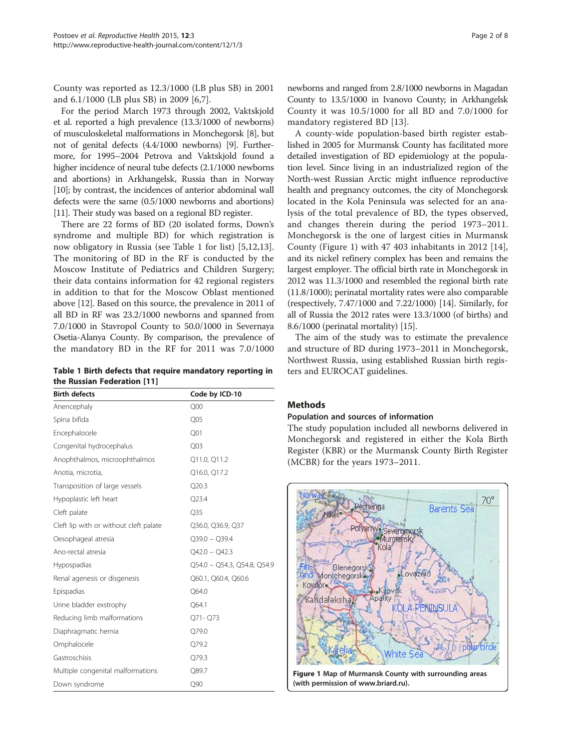County was reported as 12.3/1000 (LB plus SB) in 2001 and 6.1/1000 (LB plus SB) in 2009 [6,7].

For the period March 1973 through 2002, Vaktskjold et al. reported a high prevalence (13.3/1000 of newborns) of musculoskeletal malformations in Monchegorsk [8], but not of genital defects (4.4/1000 newborns) [9]. Furthermore, for 1995–2004 Petrova and Vaktskjold found a higher incidence of neural tube defects (2.1/1000 newborns and abortions) in Arkhangelsk, Russia than in Norway [10]; by contrast, the incidences of anterior abdominal wall defects were the same (0.5/1000 newborns and abortions) [11]. Their study was based on a regional BD register.

There are 22 forms of BD (20 isolated forms, Down's syndrome and multiple BD) for which registration is now obligatory in Russia (see Table 1 for list) [5,12,13]. The monitoring of BD in the RF is conducted by the Moscow Institute of Pediatrics and Children Surgery; their data contains information for 42 regional registers in addition to that for the Moscow Oblast mentioned above [12]. Based on this source, the prevalence in 2011 of all BD in RF was 23.2/1000 newborns and spanned from 7.0/1000 in Stavropol County to 50.0/1000 in Severnaya Osetia-Alanya County. By comparison, the prevalence of the mandatory BD in the RF for 2011 was 7.0/1000 newborns and ranged from 2.8/1000 newborns in Magadan County to 13.5/1000 in Ivanovo County; in Arkhangelsk County it was 10.5/1000 for all BD and 7.0/1000 for mandatory registered BD [13].

**Table 1 Birth defects that require mandatory reporting in the Russian Federation [11]**

| Birth defects | Code by ICD-10 |
|---|---|
| Anencephaly | Q00 |
| Spina bifida | Q05 |
| Encephalocele | Q01 |
| Congenital hydrocephalus | Q03 |
| Anophthalmos, microophthalmos | Q11.0, Q11.2 |
| Anotia, microtia, | Q16.0, Q17.2 |
| Transposition of large vessels | Q20.3 |
| Hypoplastic left heart | Q23.4 |
| Cleft palate | Q35 |
| Cleft lip with or without cleft palate | Q36.0, Q36.9, Q37 |
| Oesophageal atresia | Q39.0 – Q39.4 |
| Ano-rectal atresia | Q42.0 – Q42.3 |
| Hypospadias | Q54.0 – Q54.3, Q54.8, Q54.9 |
| Renal agenesis or disgenesis | Q60.1, Q60.4, Q60.6 |
| Epispadias | Q64.0 |
| Urine bladder extrophy | Q64.1 |
| Reducing limb malformations | Q71- Q73 |
| Diaphragmatic hernia | Q79.0 |
| Omphalocele | Q79.2 |
| Gastroschisis | Q79.3 |
| Multiple congenital malformations | Q89.7 |
| Down syndrome | Q90 |

A county-wide population-based birth register established in 2005 for Murmansk County has facilitated more detailed investigation of BD epidemiology at the population level. Since living in an industrialized region of the North-west Russian Arctic might influence reproductive health and pregnancy outcomes, the city of Monchegorsk located in the Kola Peninsula was selected for an analysis of the total prevalence of BD, the types observed, and changes therein during the period 1973–2011. Monchegorsk is the one of largest cities in Murmansk County (Figure 1) with 47 403 inhabitants in 2012 [14], and its nickel refinery complex has been and remains the largest employer. The official birth rate in Monchegorsk in 2012 was 11.3/1000 and resembled the regional birth rate (11.8/1000); perinatal mortality rates were also comparable (respectively, 7.47/1000 and 7.22/1000) [14]. Similarly, for all of Russia the 2012 rates were 13.3/1000 (of births) and 8.6/1000 (perinatal mortality) [15].

The aim of the study was to estimate the prevalence and structure of BD during 1973–2011 in Monchegorsk, Northwest Russia, using established Russian birth registers and EUROCAT guidelines.

## Methods

### Population and sources of information

The study population included all newborns delivered in Monchegorsk and registered in either the Kola Birth Register (KBR) or the Murmansk County Birth Register (MCBR) for the years 1973–2011.

**Figure 1** Map of Murmansk County with surrounding areas (with permission of www.briard.ru).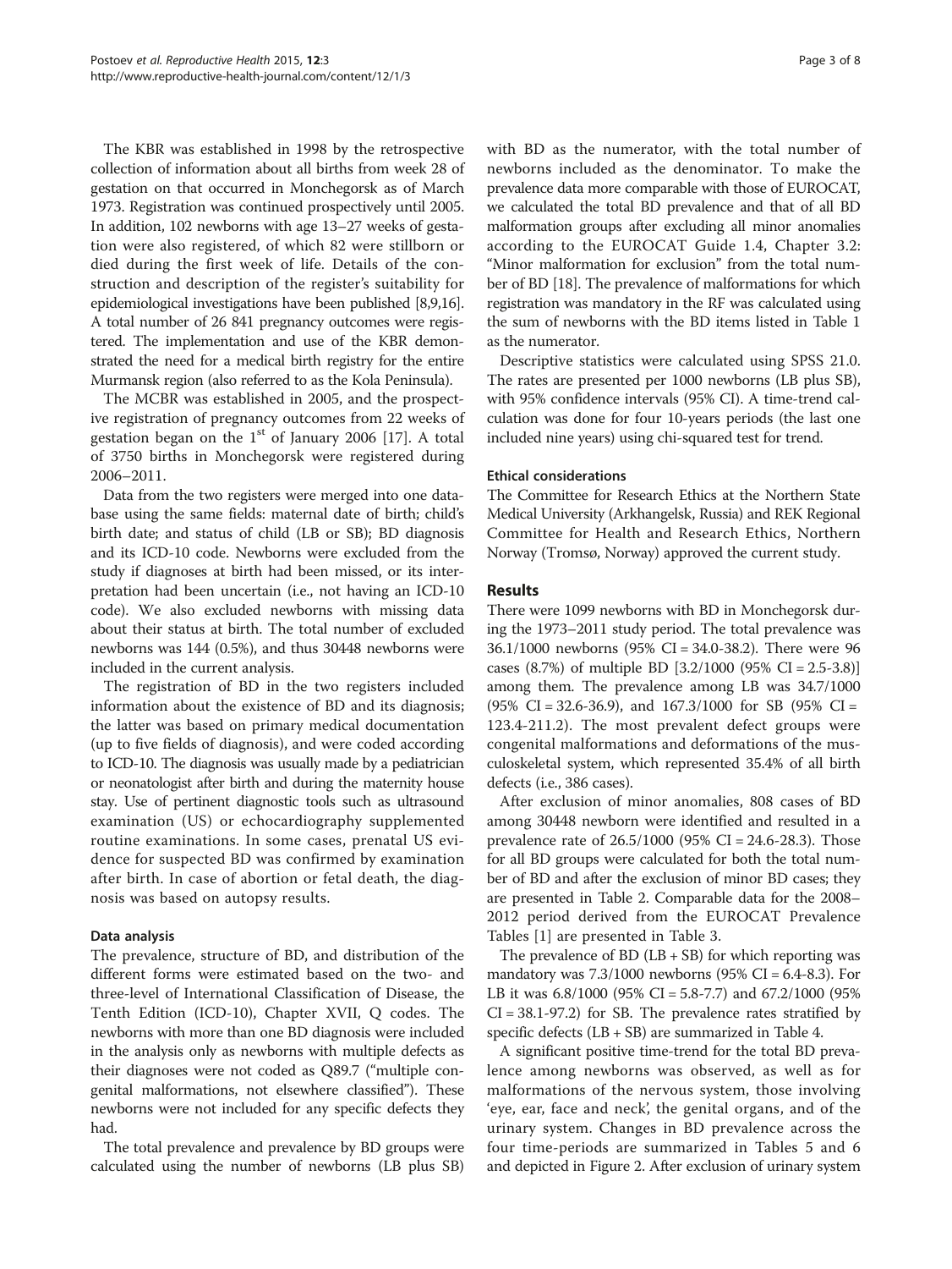The KBR was established in 1998 by the retrospective collection of information about all births from week 28 of gestation on that occurred in Monchegorsk as of March 1973. Registration was continued prospectively until 2005. In addition, 102 newborns with age 13–27 weeks of gestation were also registered, of which 82 were stillborn or died during the first week of life. Details of the construction and description of the register's suitability for epidemiological investigations have been published [8,9,16]. A total number of 26 841 pregnancy outcomes were registered. The implementation and use of the KBR demonstrated the need for a medical birth registry for the entire Murmansk region (also referred to as the Kola Peninsula).

The MCBR was established in 2005, and the prospective registration of pregnancy outcomes from 22 weeks of gestation began on the 1st of January 2006 [17]. A total of 3750 births in Monchegorsk were registered during 2006–2011.

Data from the two registers were merged into one database using the same fields: maternal date of birth; child's birth date; and status of child (LB or SB); BD diagnosis and its ICD-10 code. Newborns were excluded from the study if diagnoses at birth had been missed, or its interpretation had been uncertain (i.e., not having an ICD-10 code). We also excluded newborns with missing data about their status at birth. The total number of excluded newborns was 144 (0.5%), and thus 30448 newborns were included in the current analysis.

The registration of BD in the two registers included information about the existence of BD and its diagnosis; the latter was based on primary medical documentation (up to five fields of diagnosis), and were coded according to ICD-10. The diagnosis was usually made by a pediatrician or neonatologist after birth and during the maternity house stay. Use of pertinent diagnostic tools such as ultrasound examination (US) or echocardiography supplemented routine examinations. In some cases, prenatal US evidence for suspected BD was confirmed by examination after birth. In case of abortion or fetal death, the diagnosis was based on autopsy results.

#### Data analysis

The prevalence, structure of BD, and distribution of the different forms were estimated based on the two- and three-level of International Classification of Disease, the Tenth Edition (ICD-10), Chapter XVII, Q codes. The newborns with more than one BD diagnosis were included in the analysis only as newborns with multiple defects as their diagnoses were not coded as Q89.7 ("multiple congenital malformations, not elsewhere classified"). These newborns were not included for any specific defects they had.

The total prevalence and prevalence by BD groups were calculated using the number of newborns (LB plus SB) with BD as the numerator, with the total number of newborns included as the denominator. To make the prevalence data more comparable with those of EUROCAT, we calculated the total BD prevalence and that of all BD malformation groups after excluding all minor anomalies according to the EUROCAT Guide 1.4, Chapter 3.2: "Minor malformation for exclusion" from the total number of BD [18]. The prevalence of malformations for which registration was mandatory in the RF was calculated using the sum of newborns with the BD items listed in Table 1 as the numerator.

Descriptive statistics were calculated using SPSS 21.0. The rates are presented per 1000 newborns (LB plus SB), with 95% confidence intervals (95% CI). A time-trend calculation was done for four 10-years periods (the last one included nine years) using chi-squared test for trend.

#### Ethical considerations

The Committee for Research Ethics at the Northern State Medical University (Arkhangelsk, Russia) and REK Regional Committee for Health and Research Ethics, Northern Norway (Tromsø, Norway) approved the current study.

## Results

There were 1099 newborns with BD in Monchegorsk during the 1973–2011 study period. The total prevalence was 36.1/1000 newborns (95% CI = 34.0-38.2). There were 96 cases (8.7%) of multiple BD [3.2/1000 (95% CI = 2.5-3.8)] among them. The prevalence among LB was 34.7/1000 (95% CI = 32.6-36.9), and 167.3/1000 for SB (95% CI = 123.4-211.2). The most prevalent defect groups were congenital malformations and deformations of the musculoskeletal system, which represented 35.4% of all birth defects (i.e., 386 cases).

After exclusion of minor anomalies, 808 cases of BD among 30448 newborn were identified and resulted in a prevalence rate of 26.5/1000 (95% CI = 24.6-28.3). Those for all BD groups were calculated for both the total number of BD and after the exclusion of minor BD cases; they are presented in Table 2. Comparable data for the 2008–2012 period derived from the EUROCAT Prevalence Tables [1] are presented in Table 3.

The prevalence of BD (LB + SB) for which reporting was mandatory was 7.3/1000 newborns (95% CI = 6.4-8.3). For LB it was 6.8/1000 (95% CI = 5.8-7.7) and 67.2/1000 (95% CI = 38.1-97.2) for SB. The prevalence rates stratified by specific defects (LB + SB) are summarized in Table 4.

A significant positive time-trend for the total BD prevalence among newborns was observed, as well as for malformations of the nervous system, those involving 'eye, ear, face and neck', the genital organs, and of the urinary system. Changes in BD prevalence across the four time-periods are summarized in Tables 5 and 6 and depicted in Figure 2. After exclusion of urinary system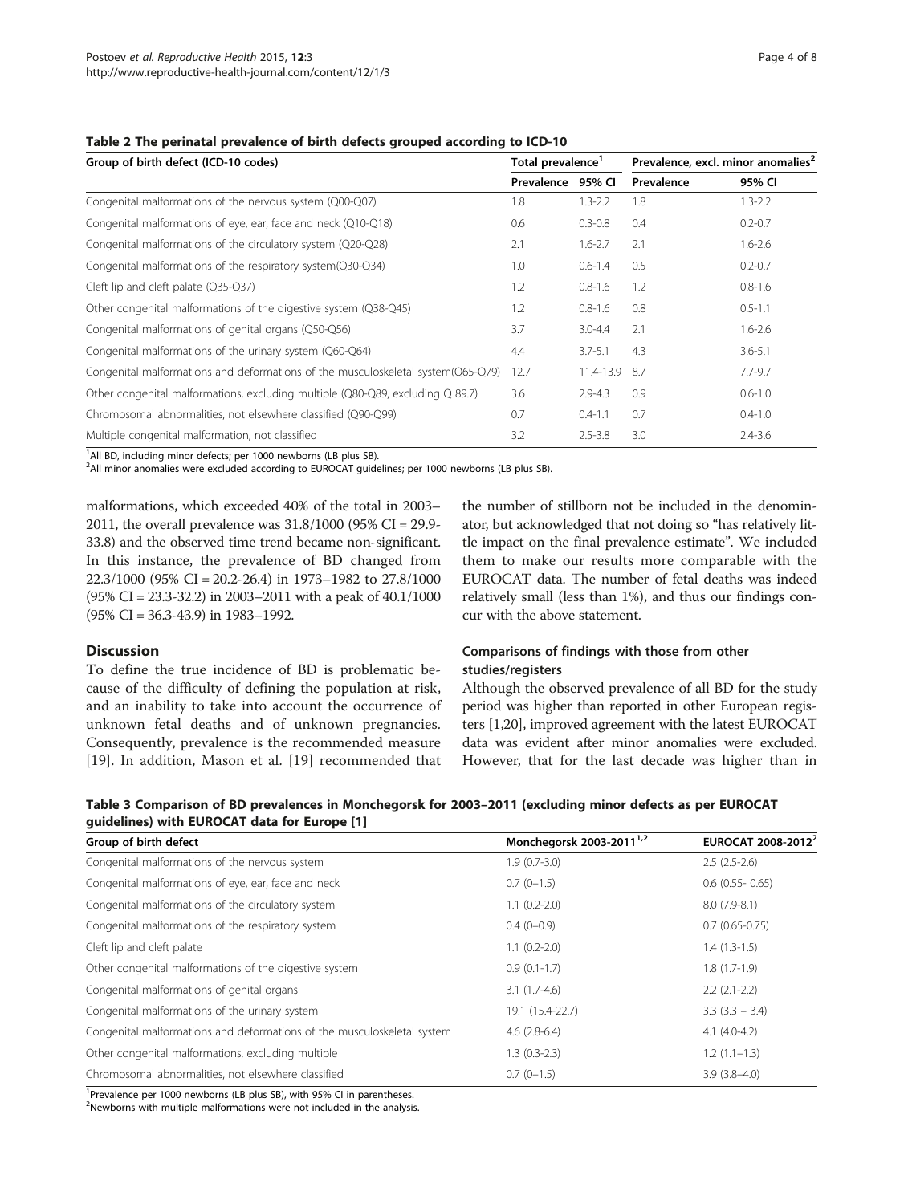**Table 2 The perinatal prevalence of birth defects grouped according to ICD-10**

| Group of birth defect (ICD-10 codes) | Total prevalence[1] | | Prevalence, excl. minor anomalies[2] | |
|---|---|---|---|---|
| | Prevalence | 95% CI | Prevalence | 95% CI |
| Congenital malformations of the nervous system (Q00-Q07) | 1.8 | 1.3-2.2 | 1.8 | 1.3-2.2 |
| Congenital malformations of eye, ear, face and neck (Q10-Q18) | 0.6 | 0.3-0.8 | 0.4 | 0.2-0.7 |
| Congenital malformations of the circulatory system (Q20-Q28) | 2.1 | 1.6-2.7 | 2.1 | 1.6-2.6 |
| Congenital malformations of the respiratory system(Q30-Q34) | 1.0 | 0.6-1.4 | 0.5 | 0.2-0.7 |
| Cleft lip and cleft palate (Q35-Q37) | 1.2 | 0.8-1.6 | 1.2 | 0.8-1.6 |
| Other congenital malformations of the digestive system (Q38-Q45) | 1.2 | 0.8-1.6 | 0.8 | 0.5-1.1 |
| Congenital malformations of genital organs (Q50-Q56) | 3.7 | 3.0-4.4 | 2.1 | 1.6-2.6 |
| Congenital malformations of the urinary system (Q60-Q64) | 4.4 | 3.7-5.1 | 4.3 | 3.6-5.1 |
| Congenital malformations and deformations of the musculoskeletal system(Q65-Q79) | 12.7 | 11.4-13.9 | 8.7 | 7.7-9.7 |
| Other congenital malformations, excluding multiple (Q80-Q89, excluding Q 89.7) | 3.6 | 2.9-4.3 | 0.9 | 0.6-1.0 |
| Chromosomal abnormalities, not elsewhere classified (Q90-Q99) | 0.7 | 0.4-1.1 | 0.7 | 0.4-1.0 |
| Multiple congenital malformation, not classified | 3.2 | 2.5-3.8 | 3.0 | 2.4-3.6 |

[1]All BD, including minor defects; per 1000 newborns (LB plus SB).
[2]All minor anomalies were excluded according to EUROCAT guidelines; per 1000 newborns (LB plus SB).

malformations, which exceeded 40% of the total in 2003–2011, the overall prevalence was 31.8/1000 (95% CI = 29.9-33.8) and the observed time trend became non-significant. In this instance, the prevalence of BD changed from 22.3/1000 (95% CI = 20.2-26.4) in 1973–1982 to 27.8/1000 (95% CI = 23.3-32.2) in 2003–2011 with a peak of 40.1/1000 (95% CI = 36.3-43.9) in 1983–1992.

## Discussion

To define the true incidence of BD is problematic because of the difficulty of defining the population at risk, and an inability to take into account the occurrence of unknown fetal deaths and of unknown pregnancies. Consequently, prevalence is the recommended measure [19]. In addition, Mason et al. [19] recommended that the number of stillborn not be included in the denominator, but acknowledged that not doing so "has relatively little impact on the final prevalence estimate". We included them to make our results more comparable with the EUROCAT data. The number of fetal deaths was indeed relatively small (less than 1%), and thus our findings concur with the above statement.

### Comparisons of findings with those from other studies/registers

Although the observed prevalence of all BD for the study period was higher than reported in other European registers [1,20], improved agreement with the latest EUROCAT data was evident after minor anomalies were excluded. However, that for the last decade was higher than in

**Table 3 Comparison of BD prevalences in Monchegorsk for 2003–2011 (excluding minor defects as per EUROCAT guidelines) with EUROCAT data for Europe [1]**

| Group of birth defect | Monchegorsk 2003-2011[1,2] | EUROCAT 2008-2012[2] |
|---|---|---|
| Congenital malformations of the nervous system | 1.9 (0.7-3.0) | 2.5 (2.5-2.6) |
| Congenital malformations of eye, ear, face and neck | 0.7 (0–1.5) | 0.6 (0.55- 0.65) |
| Congenital malformations of the circulatory system | 1.1 (0.2-2.0) | 8.0 (7.9-8.1) |
| Congenital malformations of the respiratory system | 0.4 (0–0.9) | 0.7 (0.65-0.75) |
| Cleft lip and cleft palate | 1.1 (0.2-2.0) | 1.4 (1.3-1.5) |
| Other congenital malformations of the digestive system | 0.9 (0.1-1.7) | 1.8 (1.7-1.9) |
| Congenital malformations of genital organs | 3.1 (1.7-4.6) | 2.2 (2.1-2.2) |
| Congenital malformations of the urinary system | 19.1 (15.4-22.7) | 3.3 (3.3 – 3.4) |
| Congenital malformations and deformations of the musculoskeletal system | 4.6 (2.8-6.4) | 4.1 (4.0-4.2) |
| Other congenital malformations, excluding multiple | 1.3 (0.3-2.3) | 1.2 (1.1–1.3) |
| Chromosomal abnormalities, not elsewhere classified | 0.7 (0–1.5) | 3.9 (3.8–4.0) |

[1]Prevalence per 1000 newborns (LB plus SB), with 95% CI in parentheses.
[2]Newborns with multiple malformations were not included in the analysis.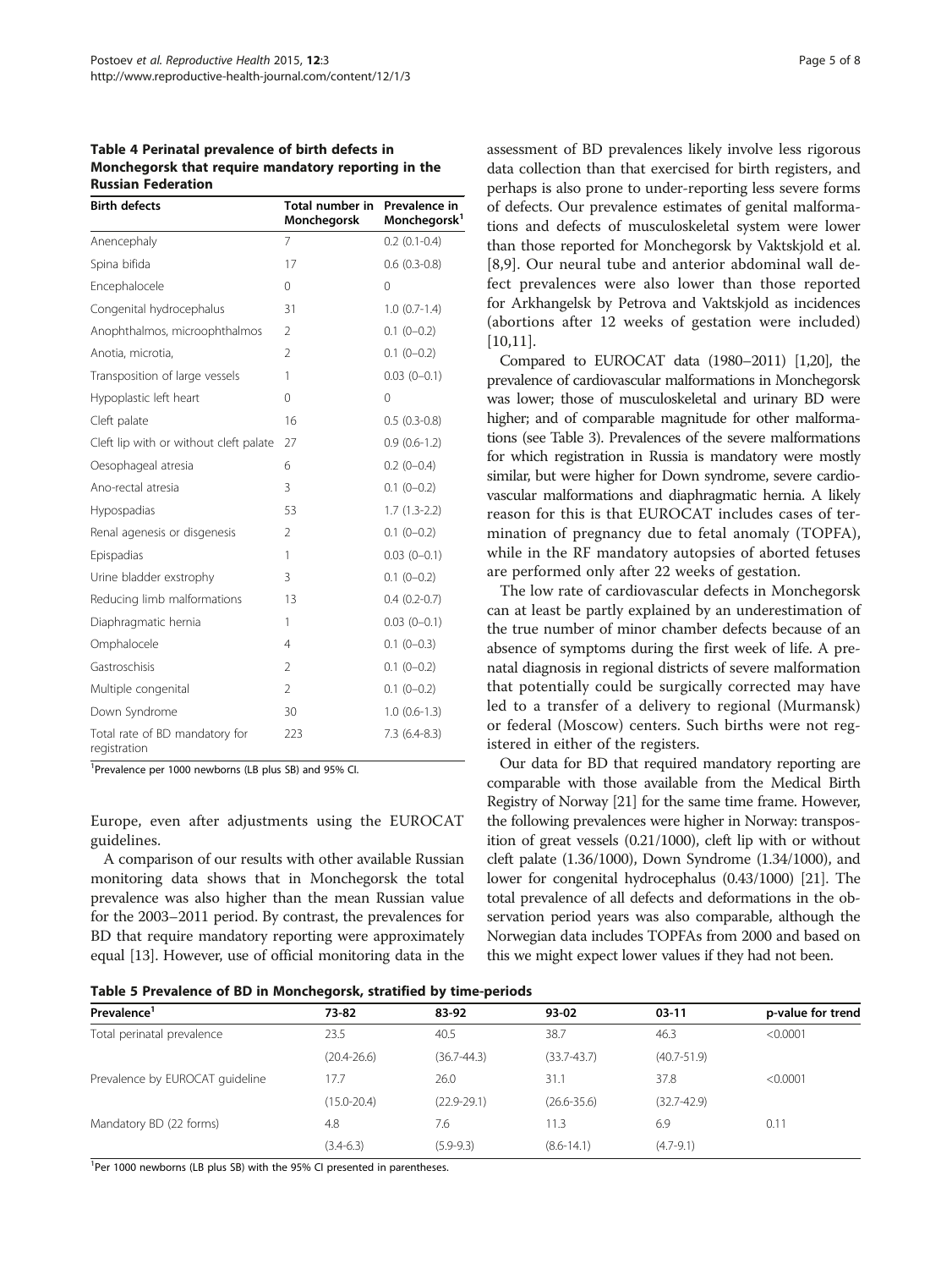**Table 4 Perinatal prevalence of birth defects in Monchegorsk that require mandatory reporting in the Russian Federation**

| Birth defects | Total number in Monchegorsk | Prevalence in Monchegorsk[1] |
|---|---|---|
| Anencephaly | 7 | 0.2 (0.1-0.4) |
| Spina bifida | 17 | 0.6 (0.3-0.8) |
| Encephalocele | 0 | 0 |
| Congenital hydrocephalus | 31 | 1.0 (0.7-1.4) |
| Anophthalmos, microophthalmos | 2 | 0.1 (0–0.2) |
| Anotia, microtia, | 2 | 0.1 (0–0.2) |
| Transposition of large vessels | 1 | 0.03 (0–0.1) |
| Hypoplastic left heart | 0 | 0 |
| Cleft palate | 16 | 0.5 (0.3-0.8) |
| Cleft lip with or without cleft palate | 27 | 0.9 (0.6-1.2) |
| Oesophageal atresia | 6 | 0.2 (0–0.4) |
| Ano-rectal atresia | 3 | 0.1 (0–0.2) |
| Hypospadias | 53 | 1.7 (1.3-2.2) |
| Renal agenesis or disgenesis | 2 | 0.1 (0–0.2) |
| Epispadias | 1 | 0.03 (0–0.1) |
| Urine bladder exstrophy | 3 | 0.1 (0–0.2) |
| Reducing limb malformations | 13 | 0.4 (0.2-0.7) |
| Diaphragmatic hernia | 1 | 0.03 (0–0.1) |
| Omphalocele | 4 | 0.1 (0–0.3) |
| Gastroschisis | 2 | 0.1 (0–0.2) |
| Multiple congenital | 2 | 0.1 (0–0.2) |
| Down Syndrome | 30 | 1.0 (0.6-1.3) |
| Total rate of BD mandatory for registration | 223 | 7.3 (6.4-8.3) |

[1]Prevalence per 1000 newborns (LB plus SB) and 95% CI.

Europe, even after adjustments using the EUROCAT guidelines.

A comparison of our results with other available Russian monitoring data shows that in Monchegorsk the total prevalence was also higher than the mean Russian value for the 2003–2011 period. By contrast, the prevalences for BD that require mandatory reporting were approximately equal [13]. However, use of official monitoring data in the assessment of BD prevalences likely involve less rigorous data collection than that exercised for birth registers, and perhaps is also prone to under-reporting less severe forms of defects. Our prevalence estimates of genital malformations and defects of musculoskeletal system were lower than those reported for Monchegorsk by Vaktskjold et al. [8,9]. Our neural tube and anterior abdominal wall defect prevalences were also lower than those reported for Arkhangelsk by Petrova and Vaktskjold as incidences (abortions after 12 weeks of gestation were included) [10,11].

Compared to EUROCAT data (1980–2011) [1,20], the prevalence of cardiovascular malformations in Monchegorsk was lower; those of musculoskeletal and urinary BD were higher; and of comparable magnitude for other malformations (see Table 3). Prevalences of the severe malformations for which registration in Russia is mandatory were mostly similar, but were higher for Down syndrome, severe cardiovascular malformations and diaphragmatic hernia. A likely reason for this is that EUROCAT includes cases of termination of pregnancy due to fetal anomaly (TOPFA), while in the RF mandatory autopsies of aborted fetuses are performed only after 22 weeks of gestation.

The low rate of cardiovascular defects in Monchegorsk can at least be partly explained by an underestimation of the true number of minor chamber defects because of an absence of symptoms during the first week of life. A prenatal diagnosis in regional districts of severe malformation that potentially could be surgically corrected may have led to a transfer of a delivery to regional (Murmansk) or federal (Moscow) centers. Such births were not registered in either of the registers.

Our data for BD that required mandatory reporting are comparable with those available from the Medical Birth Registry of Norway [21] for the same time frame. However, the following prevalences were higher in Norway: transposition of great vessels (0.21/1000), cleft lip with or without cleft palate (1.36/1000), Down Syndrome (1.34/1000), and lower for congenital hydrocephalus (0.43/1000) [21]. The total prevalence of all defects and deformations in the observation period years was also comparable, although the Norwegian data includes TOPFAs from 2000 and based on this we might expect lower values if they had not been.

**Table 5 Prevalence of BD in Monchegorsk, stratified by time-periods**

| Prevalence[1] | 73-82 | 83-92 | 93-02 | 03-11 | p-value for trend |
|---|---|---|---|---|---|
| Total perinatal prevalence | 23.5 | 40.5 | 38.7 | 46.3 | <0.0001 |
| | (20.4-26.6) | (36.7-44.3) | (33.7-43.7) | (40.7-51.9) | |
| Prevalence by EUROCAT guideline | 17.7 | 26.0 | 31.1 | 37.8 | <0.0001 |
| | (15.0-20.4) | (22.9-29.1) | (26.6-35.6) | (32.7-42.9) | |
| Mandatory BD (22 forms) | 4.8 | 7.6 | 11.3 | 6.9 | 0.11 |
| | (3.4-6.3) | (5.9-9.3) | (8.6-14.1) | (4.7-9.1) | |

[1]Per 1000 newborns (LB plus SB) with the 95% CI presented in parentheses.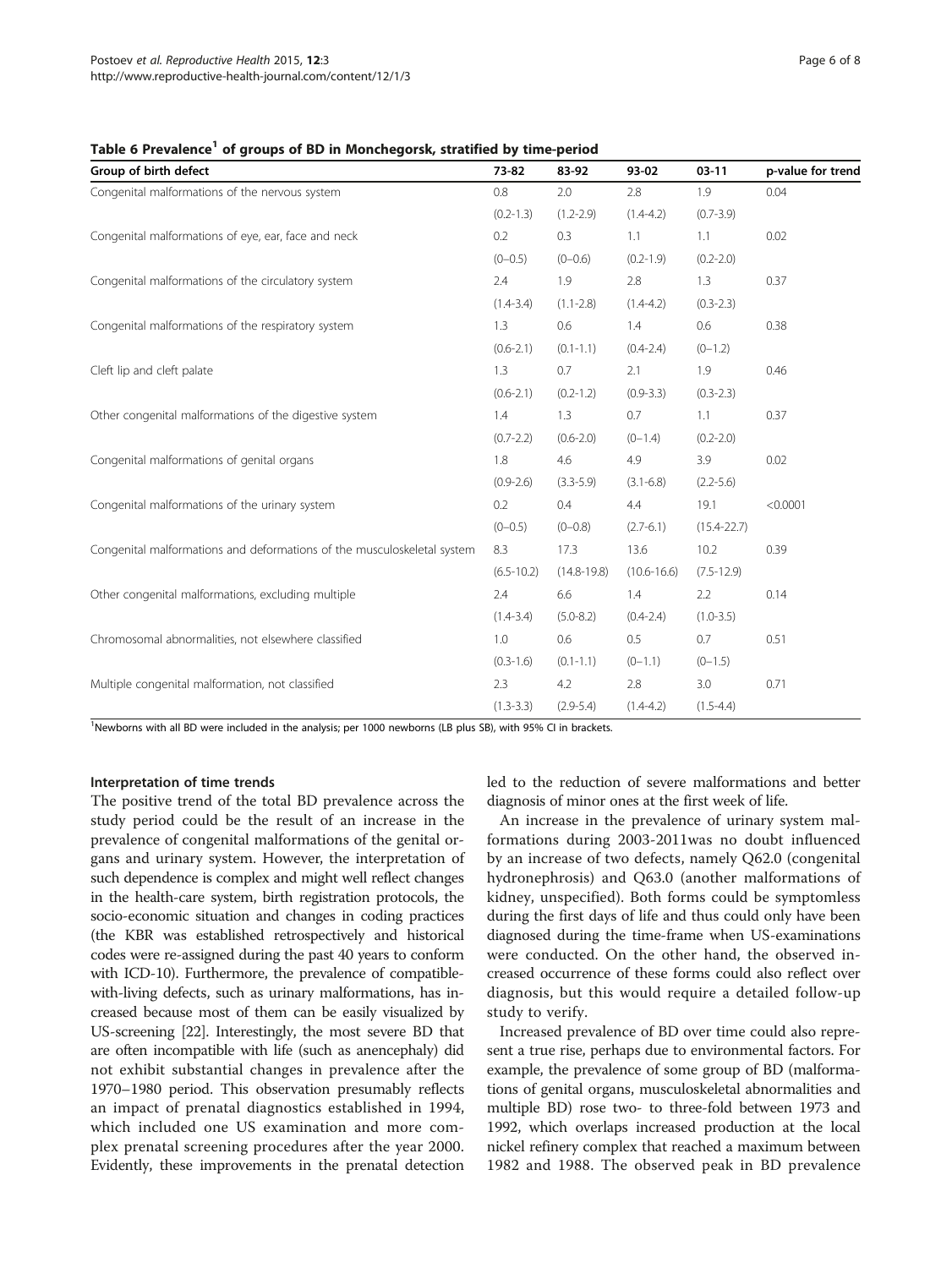**Table 6 Prevalence[1] of groups of BD in Monchegorsk, stratified by time-period**

| Group of birth defect | 73-82 | 83-92 | 93-02 | 03-11 | p-value for trend |
|---|---|---|---|---|---|
| Congenital malformations of the nervous system | 0.8 | 2.0 | 2.8 | 1.9 | 0.04 |
| | (0.2-1.3) | (1.2-2.9) | (1.4-4.2) | (0.7-3.9) | |
| Congenital malformations of eye, ear, face and neck | 0.2 | 0.3 | 1.1 | 1.1 | 0.02 |
| | (0–0.5) | (0–0.6) | (0.2-1.9) | (0.2-2.0) | |
| Congenital malformations of the circulatory system | 2.4 | 1.9 | 2.8 | 1.3 | 0.37 |
| | (1.4-3.4) | (1.1-2.8) | (1.4-4.2) | (0.3-2.3) | |
| Congenital malformations of the respiratory system | 1.3 | 0.6 | 1.4 | 0.6 | 0.38 |
| | (0.6-2.1) | (0.1-1.1) | (0.4-2.4) | (0–1.2) | |
| Cleft lip and cleft palate | 1.3 | 0.7 | 2.1 | 1.9 | 0.46 |
| | (0.6-2.1) | (0.2-1.2) | (0.9-3.3) | (0.3-2.3) | |
| Other congenital malformations of the digestive system | 1.4 | 1.3 | 0.7 | 1.1 | 0.37 |
| | (0.7-2.2) | (0.6-2.0) | (0–1.4) | (0.2-2.0) | |
| Congenital malformations of genital organs | 1.8 | 4.6 | 4.9 | 3.9 | 0.02 |
| | (0.9-2.6) | (3.3-5.9) | (3.1-6.8) | (2.2-5.6) | |
| Congenital malformations of the urinary system | 0.2 | 0.4 | 4.4 | 19.1 | <0.0001 |
| | (0–0.5) | (0–0.8) | (2.7-6.1) | (15.4-22.7) | |
| Congenital malformations and deformations of the musculoskeletal system | 8.3 | 17.3 | 13.6 | 10.2 | 0.39 |
| | (6.5-10.2) | (14.8-19.8) | (10.6-16.6) | (7.5-12.9) | |
| Other congenital malformations, excluding multiple | 2.4 | 6.6 | 1.4 | 2.2 | 0.14 |
| | (1.4-3.4) | (5.0-8.2) | (0.4-2.4) | (1.0-3.5) | |
| Chromosomal abnormalities, not elsewhere classified | 1.0 | 0.6 | 0.5 | 0.7 | 0.51 |
| | (0.3-1.6) | (0.1-1.1) | (0–1.1) | (0–1.5) | |
| Multiple congenital malformation, not classified | 2.3 | 4.2 | 2.8 | 3.0 | 0.71 |
| | (1.3-3.3) | (2.9-5.4) | (1.4-4.2) | (1.5-4.4) | |

[1]Newborns with all BD were included in the analysis; per 1000 newborns (LB plus SB), with 95% CI in brackets.

#### Interpretation of time trends

The positive trend of the total BD prevalence across the study period could be the result of an increase in the prevalence of congenital malformations of the genital organs and urinary system. However, the interpretation of such dependence is complex and might well reflect changes in the health-care system, birth registration protocols, the socio-economic situation and changes in coding practices (the KBR was established retrospectively and historical codes were re-assigned during the past 40 years to conform with ICD-10). Furthermore, the prevalence of compatible-with-living defects, such as urinary malformations, has increased because most of them can be easily visualized by US-screening [22]. Interestingly, the most severe BD that are often incompatible with life (such as anencephaly) did not exhibit substantial changes in prevalence after the 1970–1980 period. This observation presumably reflects an impact of prenatal diagnostics established in 1994, which included one US examination and more complex prenatal screening procedures after the year 2000. Evidently, these improvements in the prenatal detection led to the reduction of severe malformations and better diagnosis of minor ones at the first week of life.

An increase in the prevalence of urinary system malformations during 2003-2011was no doubt influenced by an increase of two defects, namely Q62.0 (congenital hydronephrosis) and Q63.0 (another malformations of kidney, unspecified). Both forms could be symptomless during the first days of life and thus could only have been diagnosed during the time-frame when US-examinations were conducted. On the other hand, the observed increased occurrence of these forms could also reflect over diagnosis, but this would require a detailed follow-up study to verify.

Increased prevalence of BD over time could also represent a true rise, perhaps due to environmental factors. For example, the prevalence of some group of BD (malformations of genital organs, musculoskeletal abnormalities and multiple BD) rose two- to three-fold between 1973 and 1992, which overlaps increased production at the local nickel refinery complex that reached a maximum between 1982 and 1988. The observed peak in BD prevalence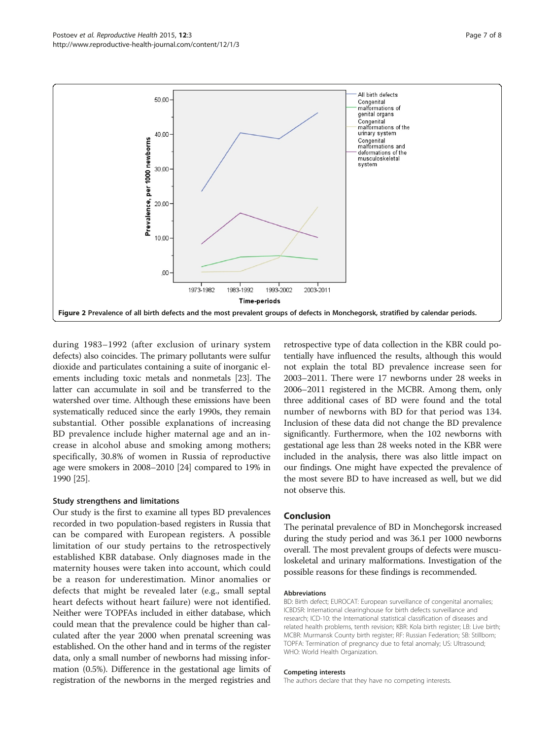Figure 2 Prevalence of all birth defects and the most prevalent groups of defects in Monchegorsk, stratified by calendar periods.

during 1983–1992 (after exclusion of urinary system defects) also coincides. The primary pollutants were sulfur dioxide and particulates containing a suite of inorganic elements including toxic metals and nonmetals [23]. The latter can accumulate in soil and be transferred to the watershed over time. Although these emissions have been systematically reduced since the early 1990s, they remain substantial. Other possible explanations of increasing BD prevalence include higher maternal age and an increase in alcohol abuse and smoking among mothers; specifically, 30.8% of women in Russia of reproductive age were smokers in 2008–2010 [24] compared to 19% in 1990 [25].

### Study strengthens and limitations

Our study is the first to examine all types BD prevalences recorded in two population-based registers in Russia that can be compared with European registers. A possible limitation of our study pertains to the retrospectively established KBR database. Only diagnoses made in the maternity houses were taken into account, which could be a reason for underestimation. Minor anomalies or defects that might be revealed later (e.g., small septal heart defects without heart failure) were not identified. Neither were TOPFAs included in either database, which could mean that the prevalence could be higher than calculated after the year 2000 when prenatal screening was established. On the other hand and in terms of the register data, only a small number of newborns had missing information (0.5%). Difference in the gestational age limits of registration of the newborns in the merged registries and retrospective type of data collection in the KBR could potentially have influenced the results, although this would not explain the total BD prevalence increase seen for 2003–2011. There were 17 newborns under 28 weeks in 2006–2011 registered in the MCBR. Among them, only three additional cases of BD were found and the total number of newborns with BD for that period was 134. Inclusion of these data did not change the BD prevalence significantly. Furthermore, when the 102 newborns with gestational age less than 28 weeks noted in the KBR were included in the analysis, there was also little impact on our findings. One might have expected the prevalence of the most severe BD to have increased as well, but we did not observe this.

## Conclusion

The perinatal prevalence of BD in Monchegorsk increased during the study period and was 36.1 per 1000 newborns overall. The most prevalent groups of defects were musculoskeletal and urinary malformations. Investigation of the possible reasons for these findings is recommended.

#### Abbreviations

BD: Birth defect; EUROCAT: European surveillance of congenital anomalies; ICBDSR: International clearinghouse for birth defects surveillance and research; ICD-10: the International statistical classification of diseases and related health problems, tenth revision; KBR: Kola birth register; LB: Live birth; MCBR: Murmansk County birth register; RF: Russian Federation; SB: Stillborn; TOPFA: Termination of pregnancy due to fetal anomaly; US: Ultrasound; WHO: World Health Organization.

#### Competing interests

The authors declare that they have no competing interests.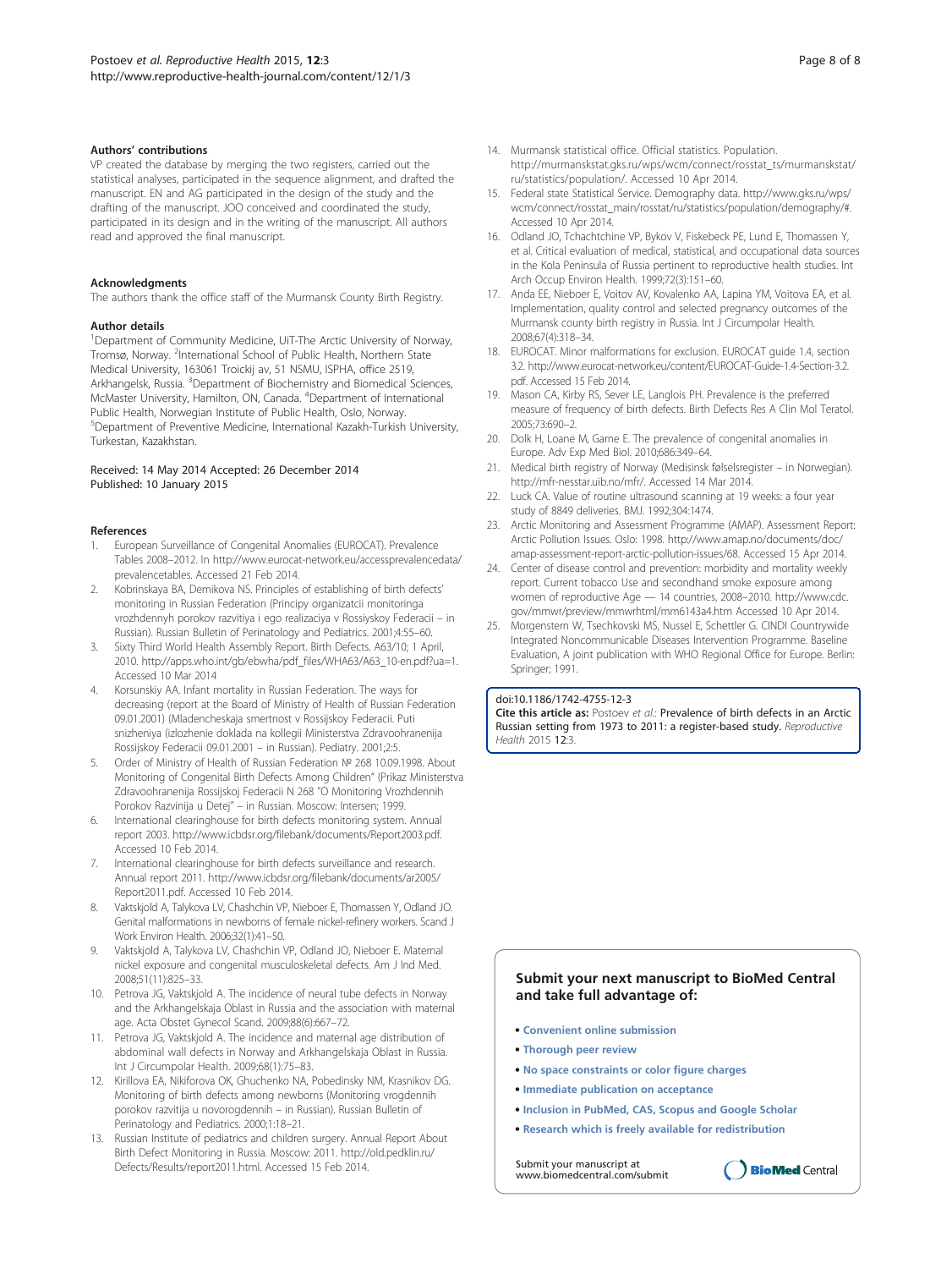### Authors' contributions

VP created the database by merging the two registers, carried out the statistical analyses, participated in the sequence alignment, and drafted the manuscript. EN and AG participated in the design of the study and the drafting of the manuscript. JOO conceived and coordinated the study, participated in its design and in the writing of the manuscript. All authors read and approved the final manuscript.

### Acknowledgments

The authors thank the office staff of the Murmansk County Birth Registry.

### Author details

[1]Department of Community Medicine, UiT-The Arctic University of Norway, Tromsø, Norway. [2]International School of Public Health, Northern State Medical University, 163061 Troickij av, 51 NSMU, ISPHA, office 2519, Arkhangelsk, Russia. [3]Department of Biochemistry and Biomedical Sciences, McMaster University, Hamilton, ON, Canada. [4]Department of International Public Health, Norwegian Institute of Public Health, Oslo, Norway. [5]Department of Preventive Medicine, International Kazakh-Turkish University, Turkestan, Kazakhstan.

Received: 14 May 2014 Accepted: 26 December 2014
Published: 10 January 2015

### References

1. European Surveillance of Congenital Anomalies (EUROCAT). Prevalence Tables 2008–2012. In http://www.eurocat-network.eu/accessprevalencedata/prevalencetables. Accessed 21 Feb 2014.
2. Kobrinskaya BA, Demikova NS. Principles of establishing of birth defects' monitoring in Russian Federation (Principy organizatcii monitoringa vrozhdennyh porokov razvitiya i ego realizaciya v Rossiyskoy Federacii – in Russian). Russian Bulletin of Perinatology and Pediatrics. 2001;4:55–60.
3. Sixty Third World Health Assembly Report. Birth Defects. A63/10; 1 April, 2010. http://apps.who.int/gb/ebwha/pdf_files/WHA63/A63_10-en.pdf?ua=1. Accessed 10 Mar 2014
4. Korsunskiy AA. Infant mortality in Russian Federation. The ways for decreasing (report at the Board of Ministry of Health of Russian Federation 09.01.2001) (Mladencheskaja smertnost v Rossijskoy Federacii. Puti snizheniya (izlozhenie doklada na kollegii Ministerstva Zdravoohranenija Rossijskoy Federacii 09.01.2001 – in Russian). Pediatry. 2001;2:5.
5. Order of Ministry of Health of Russian Federation № 268 10.09.1998. About Monitoring of Congenital Birth Defects Among Children" (Prikaz Ministerstva Zdravoohranenija Rossijskoj Federacii N 268 "O Monitoring Vrozhdennih Porokov Razvinija u Detej" – in Russian. Moscow: Intersen; 1999.
6. International clearinghouse for birth defects monitoring system. Annual report 2003. http://www.icbdsr.org/filebank/documents/Report2003.pdf. Accessed 10 Feb 2014.
7. International clearinghouse for birth defects surveillance and research. Annual report 2011. http://www.icbdsr.org/filebank/documents/ar2005/Report2011.pdf. Accessed 10 Feb 2014.
8. Vaktskjold A, Talykova LV, Chashchin VP, Nieboer E, Thomassen Y, Odland JO. Genital malformations in newborns of female nickel-refinery workers. Scand J Work Environ Health. 2006;32(1):41–50.
9. Vaktskjold A, Talykova LV, Chashchin VP, Odland JO, Nieboer E. Maternal nickel exposure and congenital musculoskeletal defects. Am J Ind Med. 2008;51(11):825–33.
10. Petrova JG, Vaktskjold A. The incidence of neural tube defects in Norway and the Arkhangelskaja Oblast in Russia and the association with maternal age. Acta Obstet Gynecol Scand. 2009;88(6):667–72.
11. Petrova JG, Vaktskjold A. The incidence and maternal age distribution of abdominal wall defects in Norway and Arkhangelskaja Oblast in Russia. Int J Circumpolar Health. 2009;68(1):75–83.
12. Kirillova EA, Nikiforova OK, Ghuchenko NA, Pobedinsky NM, Krasnikov DG. Monitoring of birth defects among newborns (Monitoring vrogdennih porokov razvitija u novorogdennih – in Russian). Russian Bulletin of Perinatology and Pediatrics. 2000;1:18–21.
13. Russian Institute of pediatrics and children surgery. Annual Report About Birth Defect Monitoring in Russia. Moscow: 2011. http://old.pedklin.ru/Defects/Results/report2011.html. Accessed 15 Feb 2014.
14. Murmansk statistical office. Official statistics. Population. http://murmanskstat.gks.ru/wps/wcm/connect/rosstat_ts/murmanskstat/ru/statistics/population/. Accessed 10 Apr 2014.
15. Federal state Statistical Service. Demography data. http://www.gks.ru/wps/wcm/connect/rosstat_main/rosstat/ru/statistics/population/demography/#. Accessed 10 Apr 2014.
16. Odland JO, Tchachtchine VP, Bykov V, Fiskebeck PE, Lund E, Thomassen Y, et al. Critical evaluation of medical, statistical, and occupational data sources in the Kola Peninsula of Russia pertinent to reproductive health studies. Int Arch Occup Environ Health. 1999;72(3):151–60.
17. Anda EE, Nieboer E, Voitov AV, Kovalenko AA, Lapina YM, Voitova EA, et al. Implementation, quality control and selected pregnancy outcomes of the Murmansk county birth registry in Russia. Int J Circumpolar Health. 2008;67(4):318–34.
18. EUROCAT. Minor malformations for exclusion. EUROCAT guide 1.4, section 3.2. http://www.eurocat-network.eu/content/EUROCAT-Guide-1.4-Section-3.2.pdf. Accessed 15 Feb 2014.
19. Mason CA, Kirby RS, Sever LE, Langlois PH. Prevalence is the preferred measure of frequency of birth defects. Birth Defects Res A Clin Mol Teratol. 2005;73:690–2.
20. Dolk H, Loane M, Garne E. The prevalence of congenital anomalies in Europe. Adv Exp Med Biol. 2010;686:349–64.
21. Medical birth registry of Norway (Medisinsk følselsregister – in Norwegian). http://mfr-nesstar.uib.no/mfr/. Accessed 14 Mar 2014.
22. Luck CA. Value of routine ultrasound scanning at 19 weeks: a four year study of 8849 deliveries. BMJ. 1992;304:1474.
23. Arctic Monitoring and Assessment Programme (AMAP). Assessment Report: Arctic Pollution Issues. Oslo: 1998. http://www.amap.no/documents/doc/amap-assessment-report-arctic-pollution-issues/68. Accessed 15 Apr 2014.
24. Center of disease control and prevention: morbidity and mortality weekly report. Current tobacco Use and secondhand smoke exposure among women of reproductive Age — 14 countries, 2008–2010. http://www.cdc.gov/mmwr/preview/mmwrhtml/mm6143a4.htm Accessed 10 Apr 2014.
25. Morgenstern W, Tsechkovski MS, Nussel E, Schettler G. CINDI Countrywide Integrated Noncommunicable Diseases Intervention Programme. Baseline Evaluation, A joint publication with WHO Regional Office for Europe. Berlin: Springer; 1991.

doi:10.1186/1742-4755-12-3

**Cite this article as:** Postoev *et al.*: Prevalence of birth defects in an Arctic Russian setting from 1973 to 2011: a register-based study. *Reproductive Health* 2015 **12**:3.

**Submit your next manuscript to BioMed Central and take full advantage of:**

- Convenient online submission
- Thorough peer review
- No space constraints or color figure charges
- Immediate publication on acceptance
- Inclusion in PubMed, CAS, Scopus and Google Scholar
- Research which is freely available for redistribution

Submit your manuscript at
www.biomedcentral.com/submit

BioMed Central